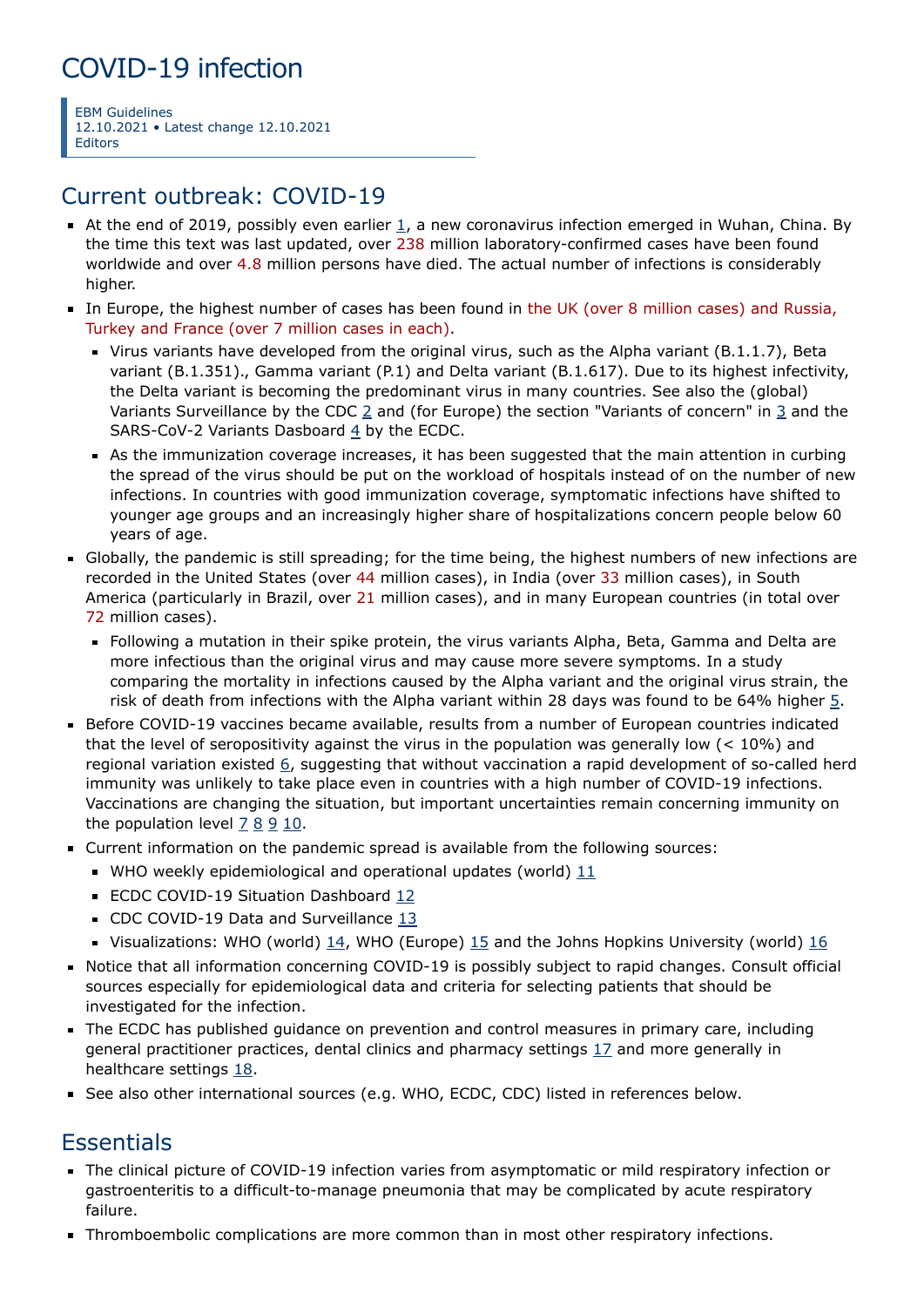# COVID-19 infection

EBM Guidelines
12.10.2021 • Latest change 12.10.2021
Editors

## Current outbreak: COVID-19

- At the end of 2019, possibly even earlier [1], a new coronavirus infection emerged in Wuhan, China. By the time this text was last updated, over 238 million laboratory-confirmed cases have been found worldwide and over 4.8 million persons have died. The actual number of infections is considerably higher.
- In Europe, the highest number of cases has been found in the UK (over 8 million cases) and Russia, Turkey and France (over 7 million cases in each).
  - Virus variants have developed from the original virus, such as the Alpha variant (B.1.1.7), Beta variant (B.1.351)., Gamma variant (P.1) and Delta variant (B.1.617). Due to its highest infectivity, the Delta variant is becoming the predominant virus in many countries. See also the (global) Variants Surveillance by the CDC [2] and (for Europe) the section "Variants of concern" in [3] and the SARS-CoV-2 Variants Dasboard [4] by the ECDC.
  - As the immunization coverage increases, it has been suggested that the main attention in curbing the spread of the virus should be put on the workload of hospitals instead of on the number of new infections. In countries with good immunization coverage, symptomatic infections have shifted to younger age groups and an increasingly higher share of hospitalizations concern people below 60 years of age.
- Globally, the pandemic is still spreading; for the time being, the highest numbers of new infections are recorded in the United States (over 44 million cases), in India (over 33 million cases), in South America (particularly in Brazil, over 21 million cases), and in many European countries (in total over 72 million cases).
  - Following a mutation in their spike protein, the virus variants Alpha, Beta, Gamma and Delta are more infectious than the original virus and may cause more severe symptoms. In a study comparing the mortality in infections caused by the Alpha variant and the original virus strain, the risk of death from infections with the Alpha variant within 28 days was found to be 64% higher [5].
- Before COVID-19 vaccines became available, results from a number of European countries indicated that the level of seropositivity against the virus in the population was generally low (< 10%) and regional variation existed [6], suggesting that without vaccination a rapid development of so-called herd immunity was unlikely to take place even in countries with a high number of COVID-19 infections. Vaccinations are changing the situation, but important uncertainties remain concerning immunity on the population level [7] [8] [9] [10].
- Current information on the pandemic spread is available from the following sources:
  - WHO weekly epidemiological and operational updates (world) [11]
  - ECDC COVID-19 Situation Dashboard [12]
  - CDC COVID-19 Data and Surveillance [13]
  - Visualizations: WHO (world) [14], WHO (Europe) [15] and the Johns Hopkins University (world) [16]
- Notice that all information concerning COVID-19 is possibly subject to rapid changes. Consult official sources especially for epidemiological data and criteria for selecting patients that should be investigated for the infection.
- The ECDC has published guidance on prevention and control measures in primary care, including general practitioner practices, dental clinics and pharmacy settings [17] and more generally in healthcare settings [18].
- See also other international sources (e.g. WHO, ECDC, CDC) listed in references below.

## Essentials

- The clinical picture of COVID-19 infection varies from asymptomatic or mild respiratory infection or gastroenteritis to a difficult-to-manage pneumonia that may be complicated by acute respiratory failure.
- Thromboembolic complications are more common than in most other respiratory infections.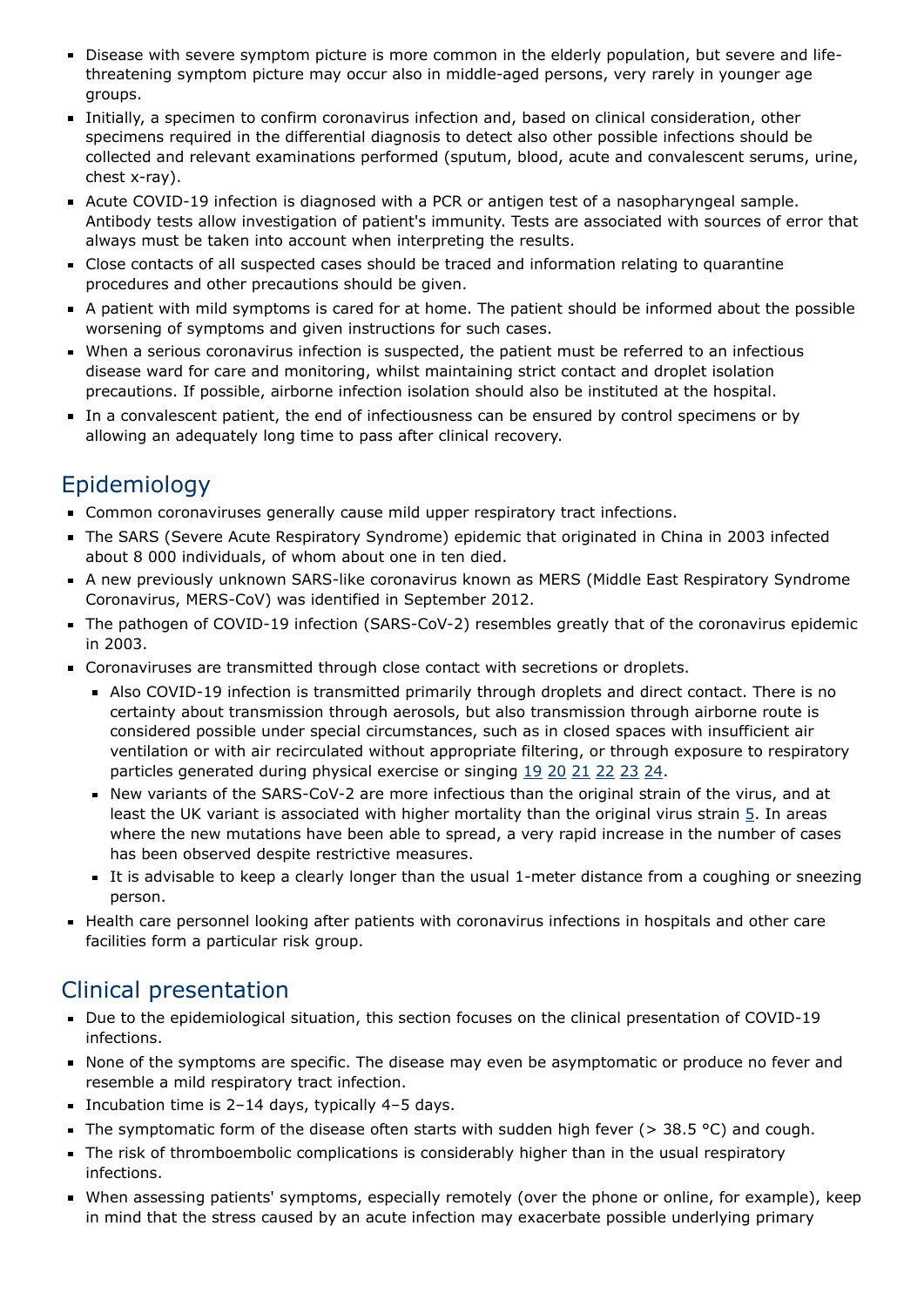- Disease with severe symptom picture is more common in the elderly population, but severe and life-threatening symptom picture may occur also in middle-aged persons, very rarely in younger age groups.
- Initially, a specimen to confirm coronavirus infection and, based on clinical consideration, other specimens required in the differential diagnosis to detect also other possible infections should be collected and relevant examinations performed (sputum, blood, acute and convalescent serums, urine, chest x-ray).
- Acute COVID-19 infection is diagnosed with a PCR or antigen test of a nasopharyngeal sample. Antibody tests allow investigation of patient's immunity. Tests are associated with sources of error that always must be taken into account when interpreting the results.
- Close contacts of all suspected cases should be traced and information relating to quarantine procedures and other precautions should be given.
- A patient with mild symptoms is cared for at home. The patient should be informed about the possible worsening of symptoms and given instructions for such cases.
- When a serious coronavirus infection is suspected, the patient must be referred to an infectious disease ward for care and monitoring, whilst maintaining strict contact and droplet isolation precautions. If possible, airborne infection isolation should also be instituted at the hospital.
- In a convalescent patient, the end of infectiousness can be ensured by control specimens or by allowing an adequately long time to pass after clinical recovery.

## Epidemiology

- Common coronaviruses generally cause mild upper respiratory tract infections.
- The SARS (Severe Acute Respiratory Syndrome) epidemic that originated in China in 2003 infected about 8 000 individuals, of whom about one in ten died.
- A new previously unknown SARS-like coronavirus known as MERS (Middle East Respiratory Syndrome Coronavirus, MERS-CoV) was identified in September 2012.
- The pathogen of COVID-19 infection (SARS-CoV-2) resembles greatly that of the coronavirus epidemic in 2003.
- Coronaviruses are transmitted through close contact with secretions or droplets.
  - Also COVID-19 infection is transmitted primarily through droplets and direct contact. There is no certainty about transmission through aerosols, but also transmission through airborne route is considered possible under special circumstances, such as in closed spaces with insufficient air ventilation or with air recirculated without appropriate filtering, or through exposure to respiratory particles generated during physical exercise or singing 19 20 21 22 23 24.
  - New variants of the SARS-CoV-2 are more infectious than the original strain of the virus, and at least the UK variant is associated with higher mortality than the original virus strain 5. In areas where the new mutations have been able to spread, a very rapid increase in the number of cases has been observed despite restrictive measures.
  - It is advisable to keep a clearly longer than the usual 1-meter distance from a coughing or sneezing person.
- Health care personnel looking after patients with coronavirus infections in hospitals and other care facilities form a particular risk group.

## Clinical presentation

- Due to the epidemiological situation, this section focuses on the clinical presentation of COVID-19 infections.
- None of the symptoms are specific. The disease may even be asymptomatic or produce no fever and resemble a mild respiratory tract infection.
- Incubation time is 2–14 days, typically 4–5 days.
- The symptomatic form of the disease often starts with sudden high fever (> 38.5 °C) and cough.
- The risk of thromboembolic complications is considerably higher than in the usual respiratory infections.
- When assessing patients' symptoms, especially remotely (over the phone or online, for example), keep in mind that the stress caused by an acute infection may exacerbate possible underlying primary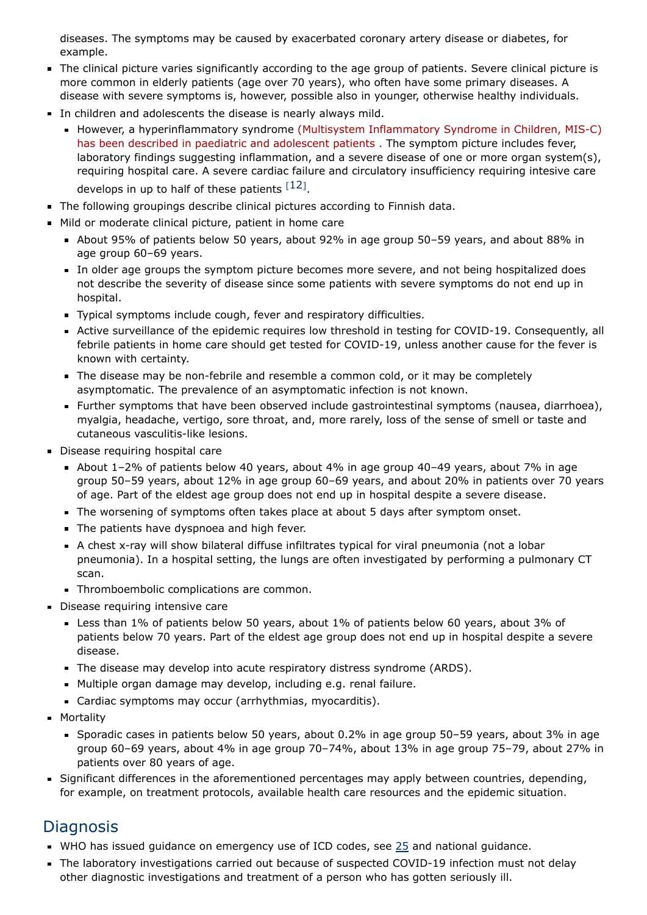diseases. The symptoms may be caused by exacerbated coronary artery disease or diabetes, for example.

- The clinical picture varies significantly according to the age group of patients. Severe clinical picture is more common in elderly patients (age over 70 years), who often have some primary diseases. A disease with severe symptoms is, however, possible also in younger, otherwise healthy individuals.
- In children and adolescents the disease is nearly always mild.
  - However, a hyperinflammatory syndrome (Multisystem Inflammatory Syndrome in Children, MIS-C) has been described in paediatric and adolescent patients . The symptom picture includes fever, laboratory findings suggesting inflammation, and a severe disease of one or more organ system(s), requiring hospital care. A severe cardiac failure and circulatory insufficiency requiring intesive care develops in up to half of these patients [12].
- The following groupings describe clinical pictures according to Finnish data.
- Mild or moderate clinical picture, patient in home care
  - About 95% of patients below 50 years, about 92% in age group 50–59 years, and about 88% in age group 60–69 years.
  - In older age groups the symptom picture becomes more severe, and not being hospitalized does not describe the severity of disease since some patients with severe symptoms do not end up in hospital.
  - Typical symptoms include cough, fever and respiratory difficulties.
  - Active surveillance of the epidemic requires low threshold in testing for COVID-19. Consequently, all febrile patients in home care should get tested for COVID-19, unless another cause for the fever is known with certainty.
  - The disease may be non-febrile and resemble a common cold, or it may be completely asymptomatic. The prevalence of an asymptomatic infection is not known.
  - Further symptoms that have been observed include gastrointestinal symptoms (nausea, diarrhoea), myalgia, headache, vertigo, sore throat, and, more rarely, loss of the sense of smell or taste and cutaneous vasculitis-like lesions.
- Disease requiring hospital care
  - About 1–2% of patients below 40 years, about 4% in age group 40–49 years, about 7% in age group 50–59 years, about 12% in age group 60–69 years, and about 20% in patients over 70 years of age. Part of the eldest age group does not end up in hospital despite a severe disease.
  - The worsening of symptoms often takes place at about 5 days after symptom onset.
  - The patients have dyspnoea and high fever.
  - A chest x-ray will show bilateral diffuse infiltrates typical for viral pneumonia (not a lobar pneumonia). In a hospital setting, the lungs are often investigated by performing a pulmonary CT scan.
  - Thromboembolic complications are common.
- Disease requiring intensive care
  - Less than 1% of patients below 50 years, about 1% of patients below 60 years, about 3% of patients below 70 years. Part of the eldest age group does not end up in hospital despite a severe disease.
  - The disease may develop into acute respiratory distress syndrome (ARDS).
  - Multiple organ damage may develop, including e.g. renal failure.
  - Cardiac symptoms may occur (arrhythmias, myocarditis).
- Mortality
  - Sporadic cases in patients below 50 years, about 0.2% in age group 50–59 years, about 3% in age group 60–69 years, about 4% in age group 70–74%, about 13% in age group 75–79, about 27% in patients over 80 years of age.
- Significant differences in the aforementioned percentages may apply between countries, depending, for example, on treatment protocols, available health care resources and the epidemic situation.

## Diagnosis

- WHO has issued guidance on emergency use of ICD codes, see 25 and national guidance.
- The laboratory investigations carried out because of suspected COVID-19 infection must not delay other diagnostic investigations and treatment of a person who has gotten seriously ill.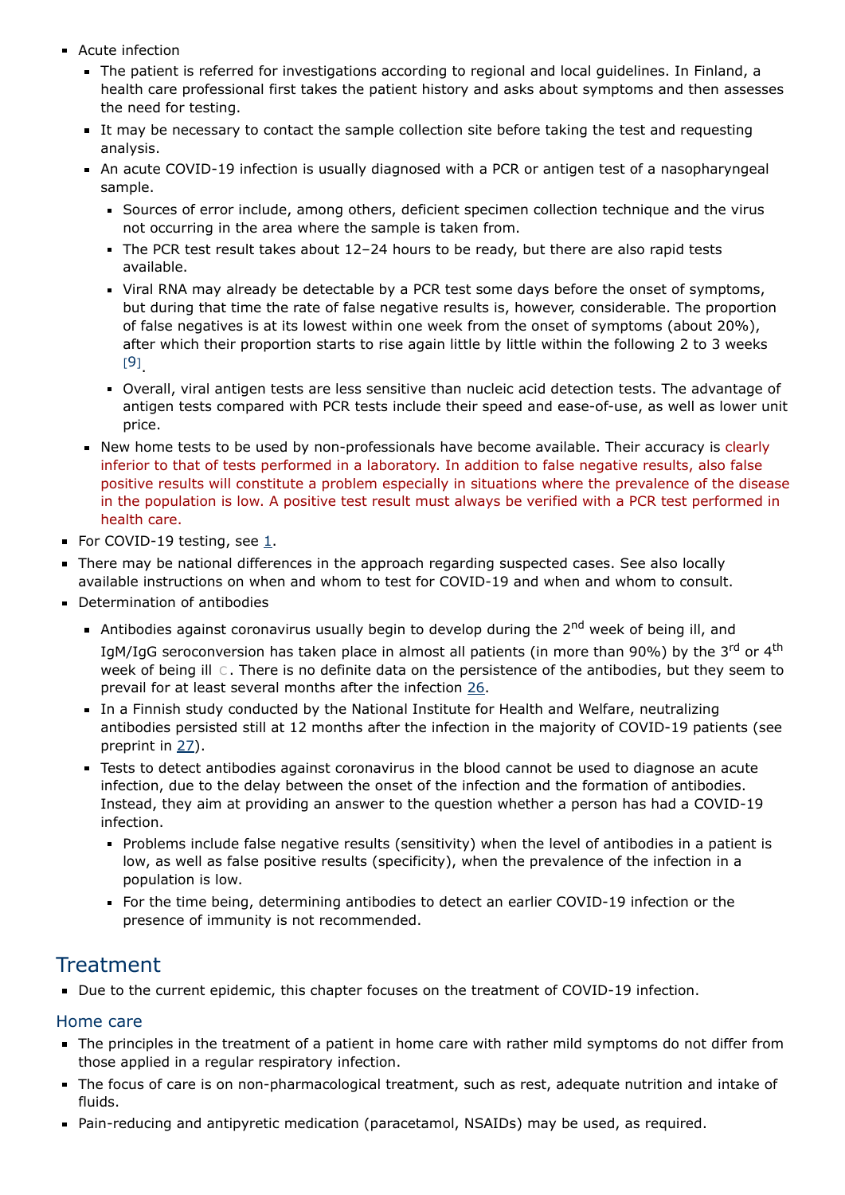- Acute infection
  - The patient is referred for investigations according to regional and local guidelines. In Finland, a health care professional first takes the patient history and asks about symptoms and then assesses the need for testing.
  - It may be necessary to contact the sample collection site before taking the test and requesting analysis.
  - An acute COVID-19 infection is usually diagnosed with a PCR or antigen test of a nasopharyngeal sample.
    - Sources of error include, among others, deficient specimen collection technique and the virus not occurring in the area where the sample is taken from.
    - The PCR test result takes about 12–24 hours to be ready, but there are also rapid tests available.
    - Viral RNA may already be detectable by a PCR test some days before the onset of symptoms, but during that time the rate of false negative results is, however, considerable. The proportion of false negatives is at its lowest within one week from the onset of symptoms (about 20%), after which their proportion starts to rise again little by little within the following 2 to 3 weeks [9].
    - Overall, viral antigen tests are less sensitive than nucleic acid detection tests. The advantage of antigen tests compared with PCR tests include their speed and ease-of-use, as well as lower unit price.
  - New home tests to be used by non-professionals have become available. Their accuracy is clearly inferior to that of tests performed in a laboratory. In addition to false negative results, also false positive results will constitute a problem especially in situations where the prevalence of the disease in the population is low. A positive test result must always be verified with a PCR test performed in health care.
- For COVID-19 testing, see 1.
- There may be national differences in the approach regarding suspected cases. See also locally available instructions on when and whom to test for COVID-19 and when and whom to consult.
- Determination of antibodies
  - Antibodies against coronavirus usually begin to develop during the 2nd week of being ill, and IgM/IgG seroconversion has taken place in almost all patients (in more than 90%) by the 3rd or 4th week of being ill C. There is no definite data on the persistence of the antibodies, but they seem to prevail for at least several months after the infection 26.
  - In a Finnish study conducted by the National Institute for Health and Welfare, neutralizing antibodies persisted still at 12 months after the infection in the majority of COVID-19 patients (see preprint in 27).
  - Tests to detect antibodies against coronavirus in the blood cannot be used to diagnose an acute infection, due to the delay between the onset of the infection and the formation of antibodies. Instead, they aim at providing an answer to the question whether a person has had a COVID-19 infection.
    - Problems include false negative results (sensitivity) when the level of antibodies in a patient is low, as well as false positive results (specificity), when the prevalence of the infection in a population is low.
    - For the time being, determining antibodies to detect an earlier COVID-19 infection or the presence of immunity is not recommended.

## Treatment

- Due to the current epidemic, this chapter focuses on the treatment of COVID-19 infection.

### Home care

- The principles in the treatment of a patient in home care with rather mild symptoms do not differ from those applied in a regular respiratory infection.
- The focus of care is on non-pharmacological treatment, such as rest, adequate nutrition and intake of fluids.
- Pain-reducing and antipyretic medication (paracetamol, NSAIDs) may be used, as required.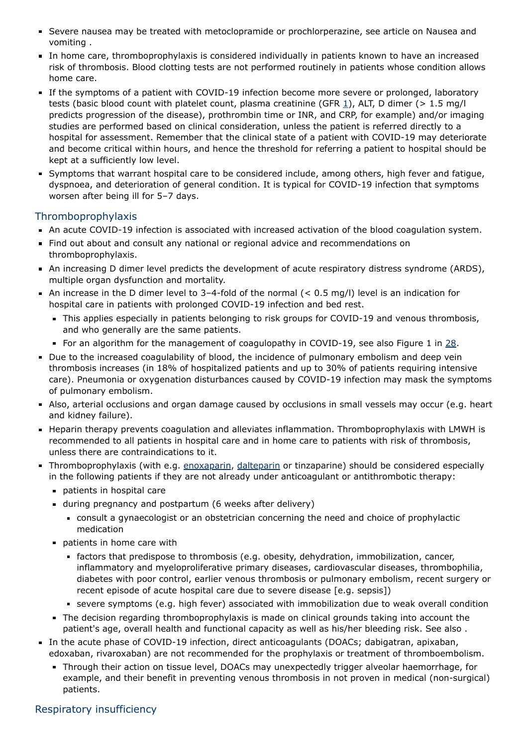- Severe nausea may be treated with metoclopramide or prochlorperazine, see article on Nausea and vomiting .
- In home care, thromboprophylaxis is considered individually in patients known to have an increased risk of thrombosis. Blood clotting tests are not performed routinely in patients whose condition allows home care.
- If the symptoms of a patient with COVID-19 infection become more severe or prolonged, laboratory tests (basic blood count with platelet count, plasma creatinine (GFR 1), ALT, D dimer (> 1.5 mg/l predicts progression of the disease), prothrombin time or INR, and CRP, for example) and/or imaging studies are performed based on clinical consideration, unless the patient is referred directly to a hospital for assessment. Remember that the clinical state of a patient with COVID-19 may deteriorate and become critical within hours, and hence the threshold for referring a patient to hospital should be kept at a sufficiently low level.
- Symptoms that warrant hospital care to be considered include, among others, high fever and fatigue, dyspnoea, and deterioration of general condition. It is typical for COVID-19 infection that symptoms worsen after being ill for 5–7 days.

## Thromboprophylaxis

- An acute COVID-19 infection is associated with increased activation of the blood coagulation system.
- Find out about and consult any national or regional advice and recommendations on thromboprophylaxis.
- An increasing D dimer level predicts the development of acute respiratory distress syndrome (ARDS), multiple organ dysfunction and mortality.
- An increase in the D dimer level to 3–4-fold of the normal (< 0.5 mg/l) level is an indication for hospital care in patients with prolonged COVID-19 infection and bed rest.
  - This applies especially in patients belonging to risk groups for COVID-19 and venous thrombosis, and who generally are the same patients.
  - For an algorithm for the management of coagulopathy in COVID-19, see also Figure 1 in 28.
- Due to the increased coagulability of blood, the incidence of pulmonary embolism and deep vein thrombosis increases (in 18% of hospitalized patients and up to 30% of patients requiring intensive care). Pneumonia or oxygenation disturbances caused by COVID-19 infection may mask the symptoms of pulmonary embolism.
- Also, arterial occlusions and organ damage caused by occlusions in small vessels may occur (e.g. heart and kidney failure).
- Heparin therapy prevents coagulation and alleviates inflammation. Thromboprophylaxis with LMWH is recommended to all patients in hospital care and in home care to patients with risk of thrombosis, unless there are contraindications to it.
- Thromboprophylaxis (with e.g. enoxaparin, dalteparin or tinzaparine) should be considered especially in the following patients if they are not already under anticoagulant or antithrombotic therapy:
  - patients in hospital care
  - during pregnancy and postpartum (6 weeks after delivery)
    - consult a gynaecologist or an obstetrician concerning the need and choice of prophylactic medication
  - patients in home care with
    - factors that predispose to thrombosis (e.g. obesity, dehydration, immobilization, cancer, inflammatory and myeloproliferative primary diseases, cardiovascular diseases, thrombophilia, diabetes with poor control, earlier venous thrombosis or pulmonary embolism, recent surgery or recent episode of acute hospital care due to severe disease [e.g. sepsis])
    - severe symptoms (e.g. high fever) associated with immobilization due to weak overall condition
  - The decision regarding thromboprophylaxis is made on clinical grounds taking into account the patient's age, overall health and functional capacity as well as his/her bleeding risk. See also .
- In the acute phase of COVID-19 infection, direct anticoagulants (DOACs; dabigatran, apixaban, edoxaban, rivaroxaban) are not recommended for the prophylaxis or treatment of thromboembolism.
  - Through their action on tissue level, DOACs may unexpectedly trigger alveolar haemorrhage, for example, and their benefit in preventing venous thrombosis in not proven in medical (non-surgical) patients.

## Respiratory insufficiency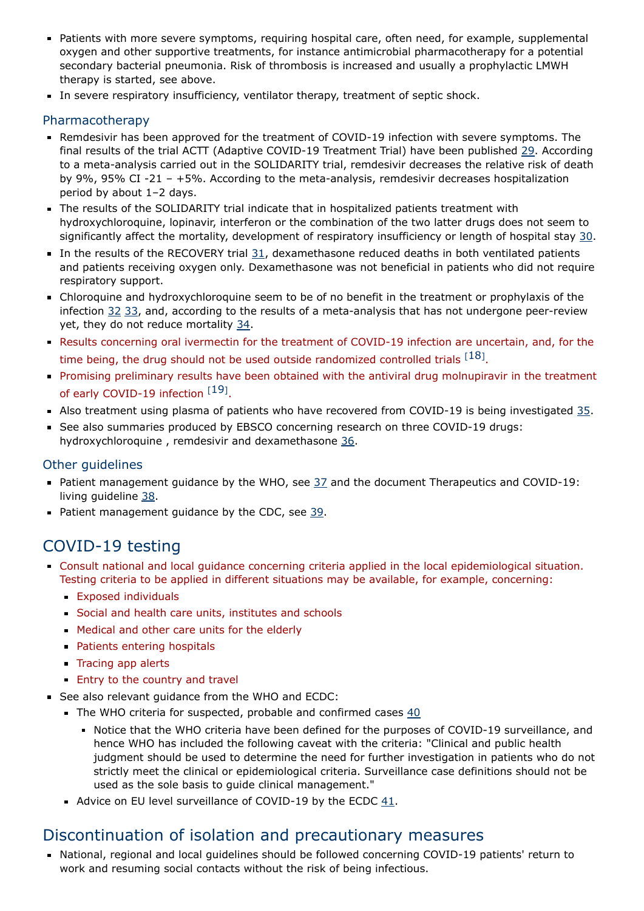- Patients with more severe symptoms, requiring hospital care, often need, for example, supplemental oxygen and other supportive treatments, for instance antimicrobial pharmacotherapy for a potential secondary bacterial pneumonia. Risk of thrombosis is increased and usually a prophylactic LMWH therapy is started, see above.
- In severe respiratory insufficiency, ventilator therapy, treatment of septic shock.

## Pharmacotherapy

- Remdesivir has been approved for the treatment of COVID-19 infection with severe symptoms. The final results of the trial ACTT (Adaptive COVID-19 Treatment Trial) have been published 29. According to a meta-analysis carried out in the SOLIDARITY trial, remdesivir decreases the relative risk of death by 9%, 95% CI -21 – +5%. According to the meta-analysis, remdesivir decreases hospitalization period by about 1–2 days.
- The results of the SOLIDARITY trial indicate that in hospitalized patients treatment with hydroxychloroquine, lopinavir, interferon or the combination of the two latter drugs does not seem to significantly affect the mortality, development of respiratory insufficiency or length of hospital stay 30.
- In the results of the RECOVERY trial 31, dexamethasone reduced deaths in both ventilated patients and patients receiving oxygen only. Dexamethasone was not beneficial in patients who did not require respiratory support.
- Chloroquine and hydroxychloroquine seem to be of no benefit in the treatment or prophylaxis of the infection 32 33, and, according to the results of a meta-analysis that has not undergone peer-review yet, they do not reduce mortality 34.
- Results concerning oral ivermectin for the treatment of COVID-19 infection are uncertain, and, for the time being, the drug should not be used outside randomized controlled trials [18].
- Promising preliminary results have been obtained with the antiviral drug molnupiravir in the treatment of early COVID-19 infection [19].
- Also treatment using plasma of patients who have recovered from COVID-19 is being investigated 35.
- See also summaries produced by EBSCO concerning research on three COVID-19 drugs: hydroxychloroquine , remdesivir and dexamethasone 36.

## Other guidelines

- Patient management guidance by the WHO, see 37 and the document Therapeutics and COVID-19: living guideline 38.
- Patient management guidance by the CDC, see 39.

# COVID-19 testing

- Consult national and local guidance concerning criteria applied in the local epidemiological situation. Testing criteria to be applied in different situations may be available, for example, concerning:
  - Exposed individuals
  - Social and health care units, institutes and schools
  - Medical and other care units for the elderly
  - Patients entering hospitals
  - Tracing app alerts
  - Entry to the country and travel
- See also relevant guidance from the WHO and ECDC:
  - The WHO criteria for suspected, probable and confirmed cases 40
    - Notice that the WHO criteria have been defined for the purposes of COVID-19 surveillance, and hence WHO has included the following caveat with the criteria: "Clinical and public health judgment should be used to determine the need for further investigation in patients who do not strictly meet the clinical or epidemiological criteria. Surveillance case definitions should not be used as the sole basis to guide clinical management."
  - Advice on EU level surveillance of COVID-19 by the ECDC 41.

# Discontinuation of isolation and precautionary measures

- National, regional and local guidelines should be followed concerning COVID-19 patients' return to work and resuming social contacts without the risk of being infectious.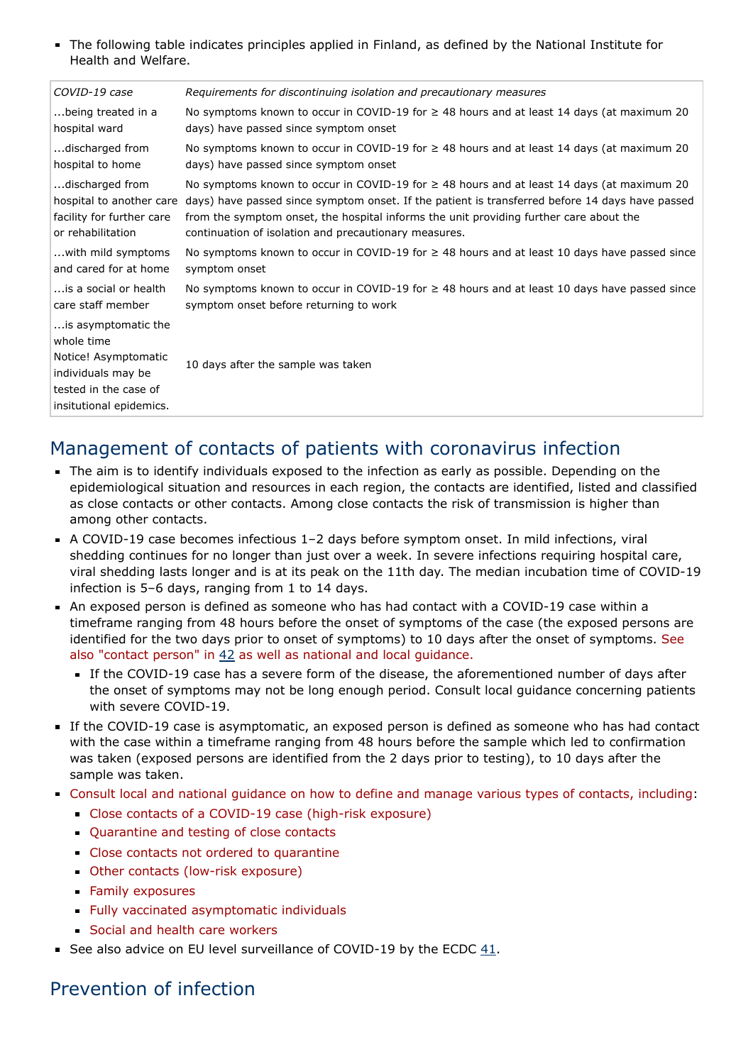- The following table indicates principles applied in Finland, as defined by the National Institute for Health and Welfare.

| *COVID-19 case* | *Requirements for discontinuing isolation and precautionary measures* |
|---|---|
| ...being treated in a hospital ward | No symptoms known to occur in COVID-19 for ≥ 48 hours and at least 14 days (at maximum 20 days) have passed since symptom onset |
| ...discharged from hospital to home | No symptoms known to occur in COVID-19 for ≥ 48 hours and at least 14 days (at maximum 20 days) have passed since symptom onset |
| ...discharged from hospital to another care facility for further care or rehabilitation | No symptoms known to occur in COVID-19 for ≥ 48 hours and at least 14 days (at maximum 20 days) have passed since symptom onset. If the patient is transferred before 14 days have passed from the symptom onset, the hospital informs the unit providing further care about the continuation of isolation and precautionary measures. |
| ...with mild symptoms and cared for at home | No symptoms known to occur in COVID-19 for ≥ 48 hours and at least 10 days have passed since symptom onset |
| ...is a social or health care staff member | No symptoms known to occur in COVID-19 for ≥ 48 hours and at least 10 days have passed since symptom onset before returning to work |
| ...is asymptomatic the whole time Notice! Asymptomatic individuals may be tested in the case of insitutional epidemics. | 10 days after the sample was taken |

## Management of contacts of patients with coronavirus infection

- The aim is to identify individuals exposed to the infection as early as possible. Depending on the epidemiological situation and resources in each region, the contacts are identified, listed and classified as close contacts or other contacts. Among close contacts the risk of transmission is higher than among other contacts.
- A COVID-19 case becomes infectious 1–2 days before symptom onset. In mild infections, viral shedding continues for no longer than just over a week. In severe infections requiring hospital care, viral shedding lasts longer and is at its peak on the 11th day. The median incubation time of COVID-19 infection is 5–6 days, ranging from 1 to 14 days.
- An exposed person is defined as someone who has had contact with a COVID-19 case within a timeframe ranging from 48 hours before the onset of symptoms of the case (the exposed persons are identified for the two days prior to onset of symptoms) to 10 days after the onset of symptoms. See also "contact person" in 42 as well as national and local guidance.
  - If the COVID-19 case has a severe form of the disease, the aforementioned number of days after the onset of symptoms may not be long enough period. Consult local guidance concerning patients with severe COVID-19.
- If the COVID-19 case is asymptomatic, an exposed person is defined as someone who has had contact with the case within a timeframe ranging from 48 hours before the sample which led to confirmation was taken (exposed persons are identified from the 2 days prior to testing), to 10 days after the sample was taken.
- Consult local and national guidance on how to define and manage various types of contacts, including:
  - Close contacts of a COVID-19 case (high-risk exposure)
  - Quarantine and testing of close contacts
  - Close contacts not ordered to quarantine
  - Other contacts (low-risk exposure)
  - Family exposures
  - Fully vaccinated asymptomatic individuals
  - Social and health care workers
- See also advice on EU level surveillance of COVID-19 by the ECDC 41.

## Prevention of infection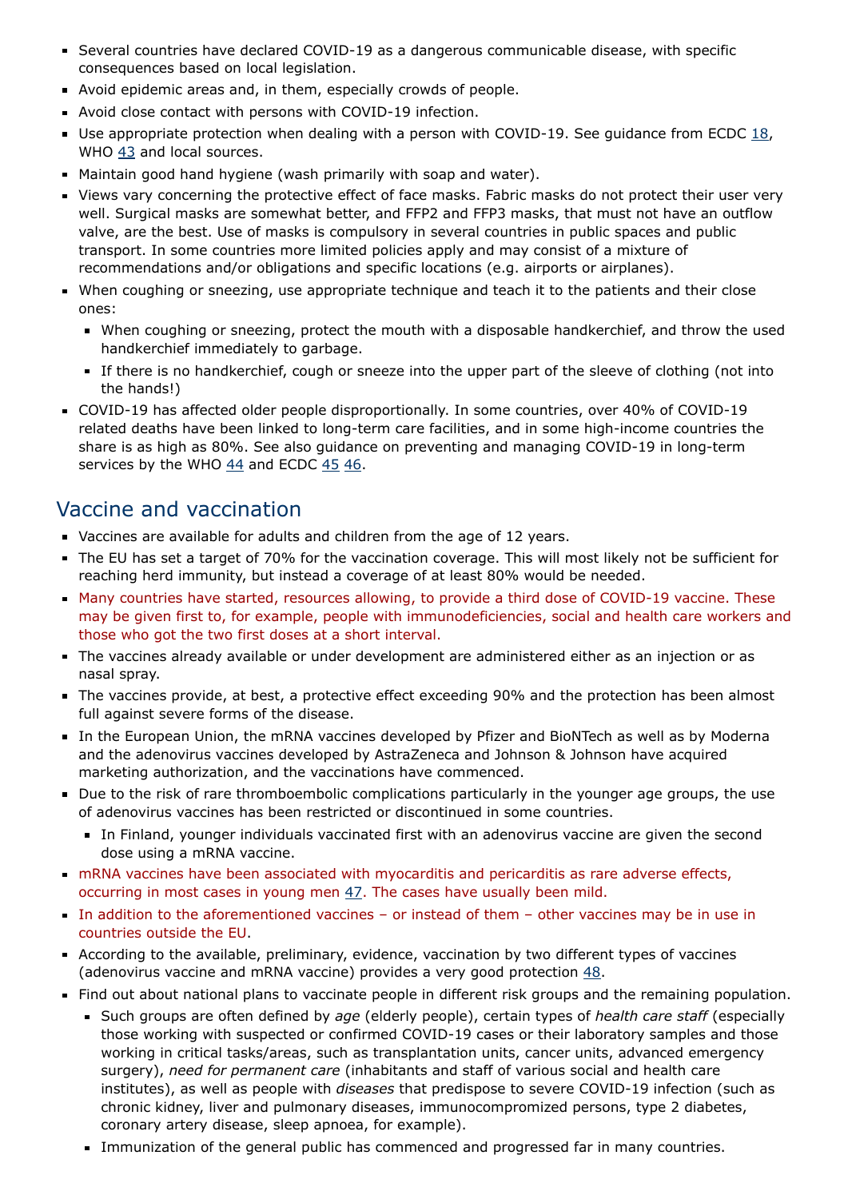- Several countries have declared COVID-19 as a dangerous communicable disease, with specific consequences based on local legislation.
- Avoid epidemic areas and, in them, especially crowds of people.
- Avoid close contact with persons with COVID-19 infection.
- Use appropriate protection when dealing with a person with COVID-19. See guidance from ECDC 18, WHO 43 and local sources.
- Maintain good hand hygiene (wash primarily with soap and water).
- Views vary concerning the protective effect of face masks. Fabric masks do not protect their user very well. Surgical masks are somewhat better, and FFP2 and FFP3 masks, that must not have an outflow valve, are the best. Use of masks is compulsory in several countries in public spaces and public transport. In some countries more limited policies apply and may consist of a mixture of recommendations and/or obligations and specific locations (e.g. airports or airplanes).
- When coughing or sneezing, use appropriate technique and teach it to the patients and their close ones:
  - When coughing or sneezing, protect the mouth with a disposable handkerchief, and throw the used handkerchief immediately to garbage.
  - If there is no handkerchief, cough or sneeze into the upper part of the sleeve of clothing (not into the hands!)
- COVID-19 has affected older people disproportionally. In some countries, over 40% of COVID-19 related deaths have been linked to long-term care facilities, and in some high-income countries the share is as high as 80%. See also guidance on preventing and managing COVID-19 in long-term services by the WHO 44 and ECDC 45 46.

## Vaccine and vaccination

- Vaccines are available for adults and children from the age of 12 years.
- The EU has set a target of 70% for the vaccination coverage. This will most likely not be sufficient for reaching herd immunity, but instead a coverage of at least 80% would be needed.
- Many countries have started, resources allowing, to provide a third dose of COVID-19 vaccine. These may be given first to, for example, people with immunodeficiencies, social and health care workers and those who got the two first doses at a short interval.
- The vaccines already available or under development are administered either as an injection or as nasal spray.
- The vaccines provide, at best, a protective effect exceeding 90% and the protection has been almost full against severe forms of the disease.
- In the European Union, the mRNA vaccines developed by Pfizer and BioNTech as well as by Moderna and the adenovirus vaccines developed by AstraZeneca and Johnson & Johnson have acquired marketing authorization, and the vaccinations have commenced.
- Due to the risk of rare thromboembolic complications particularly in the younger age groups, the use of adenovirus vaccines has been restricted or discontinued in some countries.
  - In Finland, younger individuals vaccinated first with an adenovirus vaccine are given the second dose using a mRNA vaccine.
- mRNA vaccines have been associated with myocarditis and pericarditis as rare adverse effects, occurring in most cases in young men 47. The cases have usually been mild.
- In addition to the aforementioned vaccines – or instead of them – other vaccines may be in use in countries outside the EU.
- According to the available, preliminary, evidence, vaccination by two different types of vaccines (adenovirus vaccine and mRNA vaccine) provides a very good protection 48.
- Find out about national plans to vaccinate people in different risk groups and the remaining population.
  - Such groups are often defined by *age* (elderly people), certain types of *health care staff* (especially those working with suspected or confirmed COVID-19 cases or their laboratory samples and those working in critical tasks/areas, such as transplantation units, cancer units, advanced emergency surgery), *need for permanent care* (inhabitants and staff of various social and health care institutes), as well as people with *diseases* that predispose to severe COVID-19 infection (such as chronic kidney, liver and pulmonary diseases, immunocompromized persons, type 2 diabetes, coronary artery disease, sleep apnoea, for example).
  - Immunization of the general public has commenced and progressed far in many countries.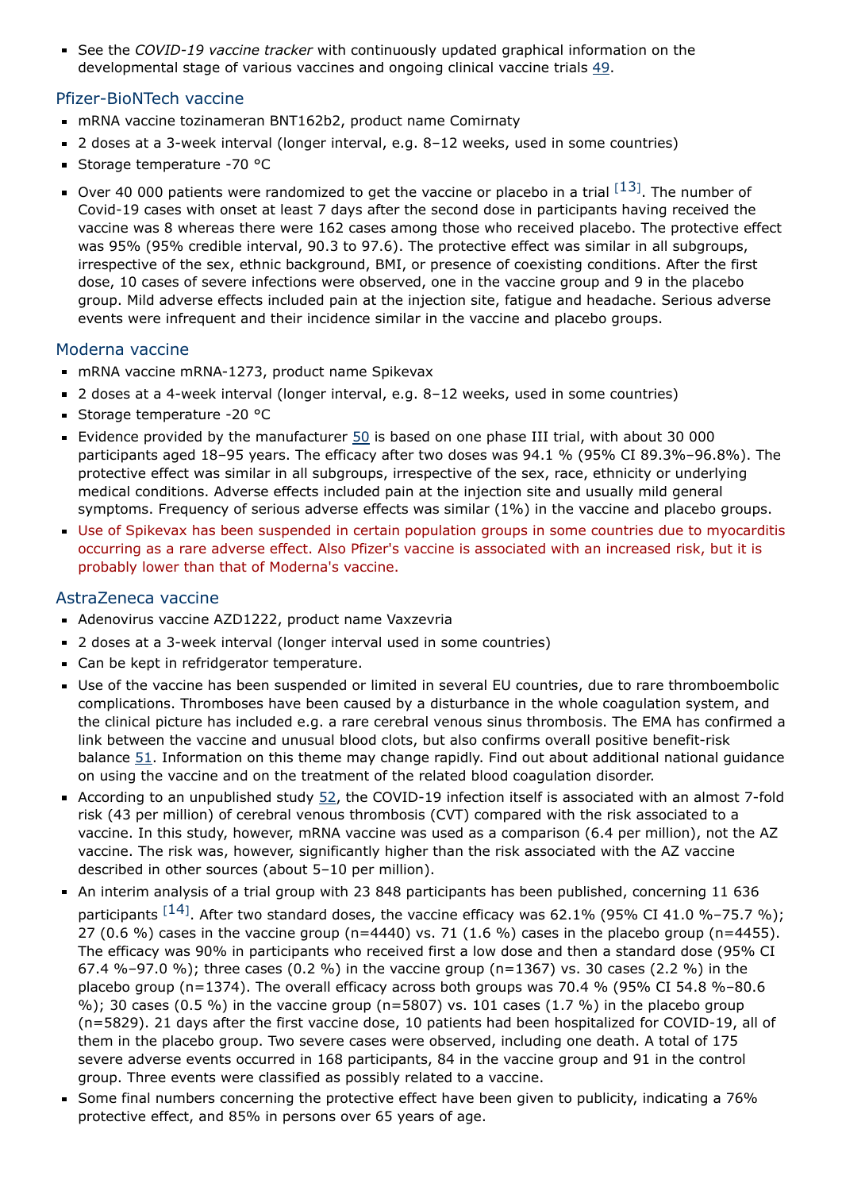- See the *COVID-19 vaccine tracker* with continuously updated graphical information on the developmental stage of various vaccines and ongoing clinical vaccine trials 49.

## Pfizer-BioNTech vaccine

- mRNA vaccine tozinameran BNT162b2, product name Comirnaty
- 2 doses at a 3-week interval (longer interval, e.g. 8–12 weeks, used in some countries)
- Storage temperature -70 °C
- Over 40 000 patients were randomized to get the vaccine or placebo in a trial [13]. The number of Covid-19 cases with onset at least 7 days after the second dose in participants having received the vaccine was 8 whereas there were 162 cases among those who received placebo. The protective effect was 95% (95% credible interval, 90.3 to 97.6). The protective effect was similar in all subgroups, irrespective of the sex, ethnic background, BMI, or presence of coexisting conditions. After the first dose, 10 cases of severe infections were observed, one in the vaccine group and 9 in the placebo group. Mild adverse effects included pain at the injection site, fatigue and headache. Serious adverse events were infrequent and their incidence similar in the vaccine and placebo groups.

## Moderna vaccine

- mRNA vaccine mRNA-1273, product name Spikevax
- 2 doses at a 4-week interval (longer interval, e.g. 8–12 weeks, used in some countries)
- Storage temperature -20 °C
- Evidence provided by the manufacturer 50 is based on one phase III trial, with about 30 000 participants aged 18–95 years. The efficacy after two doses was 94.1 % (95% CI 89.3%–96.8%). The protective effect was similar in all subgroups, irrespective of the sex, race, ethnicity or underlying medical conditions. Adverse effects included pain at the injection site and usually mild general symptoms. Frequency of serious adverse effects was similar (1%) in the vaccine and placebo groups.
- Use of Spikevax has been suspended in certain population groups in some countries due to myocarditis occurring as a rare adverse effect. Also Pfizer's vaccine is associated with an increased risk, but it is probably lower than that of Moderna's vaccine.

## AstraZeneca vaccine

- Adenovirus vaccine AZD1222, product name Vaxzevria
- 2 doses at a 3-week interval (longer interval used in some countries)
- Can be kept in refridgerator temperature.
- Use of the vaccine has been suspended or limited in several EU countries, due to rare thromboembolic complications. Thromboses have been caused by a disturbance in the whole coagulation system, and the clinical picture has included e.g. a rare cerebral venous sinus thrombosis. The EMA has confirmed a link between the vaccine and unusual blood clots, but also confirms overall positive benefit-risk balance 51. Information on this theme may change rapidly. Find out about additional national guidance on using the vaccine and on the treatment of the related blood coagulation disorder.
- According to an unpublished study 52, the COVID-19 infection itself is associated with an almost 7-fold risk (43 per million) of cerebral venous thrombosis (CVT) compared with the risk associated to a vaccine. In this study, however, mRNA vaccine was used as a comparison (6.4 per million), not the AZ vaccine. The risk was, however, significantly higher than the risk associated with the AZ vaccine described in other sources (about 5–10 per million).
- An interim analysis of a trial group with 23 848 participants has been published, concerning 11 636 participants [14]. After two standard doses, the vaccine efficacy was 62.1% (95% CI 41.0 %–75.7 %); 27 (0.6 %) cases in the vaccine group (n=4440) vs. 71 (1.6 %) cases in the placebo group (n=4455). The efficacy was 90% in participants who received first a low dose and then a standard dose (95% CI 67.4 %–97.0 %); three cases (0.2 %) in the vaccine group (n=1367) vs. 30 cases (2.2 %) in the placebo group (n=1374). The overall efficacy across both groups was 70.4 % (95% CI 54.8 %–80.6 %); 30 cases (0.5 %) in the vaccine group (n=5807) vs. 101 cases (1.7 %) in the placebo group (n=5829). 21 days after the first vaccine dose, 10 patients had been hospitalized for COVID-19, all of them in the placebo group. Two severe cases were observed, including one death. A total of 175 severe adverse events occurred in 168 participants, 84 in the vaccine group and 91 in the control group. Three events were classified as possibly related to a vaccine.
- Some final numbers concerning the protective effect have been given to publicity, indicating a 76% protective effect, and 85% in persons over 65 years of age.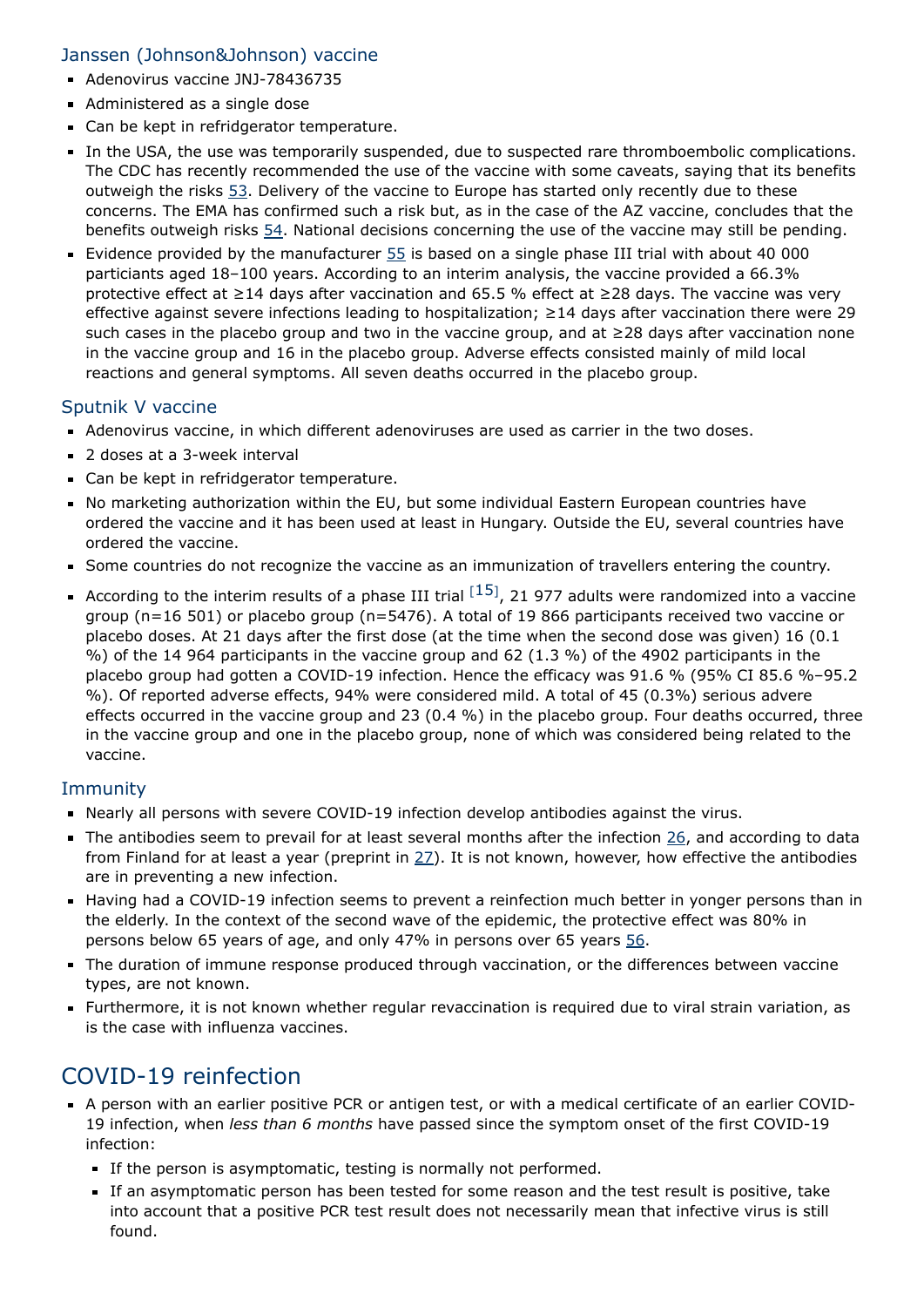### Janssen (Johnson&Johnson) vaccine

- Adenovirus vaccine JNJ-78436735
- Administered as a single dose
- Can be kept in refridgerator temperature.
- In the USA, the use was temporarily suspended, due to suspected rare thromboembolic complications. The CDC has recently recommended the use of the vaccine with some caveats, saying that its benefits outweigh the risks 53. Delivery of the vaccine to Europe has started only recently due to these concerns. The EMA has confirmed such a risk but, as in the case of the AZ vaccine, concludes that the benefits outweigh risks 54. National decisions concerning the use of the vaccine may still be pending.
- Evidence provided by the manufacturer 55 is based on a single phase III trial with about 40 000 particiants aged 18–100 years. According to an interim analysis, the vaccine provided a 66.3% protective effect at ≥14 days after vaccination and 65.5 % effect at ≥28 days. The vaccine was very effective against severe infections leading to hospitalization; ≥14 days after vaccination there were 29 such cases in the placebo group and two in the vaccine group, and at ≥28 days after vaccination none in the vaccine group and 16 in the placebo group. Adverse effects consisted mainly of mild local reactions and general symptoms. All seven deaths occurred in the placebo group.

### Sputnik V vaccine

- Adenovirus vaccine, in which different adenoviruses are used as carrier in the two doses.
- 2 doses at a 3-week interval
- Can be kept in refridgerator temperature.
- No marketing authorization within the EU, but some individual Eastern European countries have ordered the vaccine and it has been used at least in Hungary. Outside the EU, several countries have ordered the vaccine.
- Some countries do not recognize the vaccine as an immunization of travellers entering the country.
- According to the interim results of a phase III trial [15], 21 977 adults were randomized into a vaccine group (n=16 501) or placebo group (n=5476). A total of 19 866 participants received two vaccine or placebo doses. At 21 days after the first dose (at the time when the second dose was given) 16 (0.1 %) of the 14 964 participants in the vaccine group and 62 (1.3 %) of the 4902 participants in the placebo group had gotten a COVID-19 infection. Hence the efficacy was 91.6 % (95% CI 85.6 %–95.2 %). Of reported adverse effects, 94% were considered mild. A total of 45 (0.3%) serious advere effects occurred in the vaccine group and 23 (0.4 %) in the placebo group. Four deaths occurred, three in the vaccine group and one in the placebo group, none of which was considered being related to the vaccine.

### Immunity

- Nearly all persons with severe COVID-19 infection develop antibodies against the virus.
- The antibodies seem to prevail for at least several months after the infection 26, and according to data from Finland for at least a year (preprint in 27). It is not known, however, how effective the antibodies are in preventing a new infection.
- Having had a COVID-19 infection seems to prevent a reinfection much better in yonger persons than in the elderly. In the context of the second wave of the epidemic, the protective effect was 80% in persons below 65 years of age, and only 47% in persons over 65 years 56.
- The duration of immune response produced through vaccination, or the differences between vaccine types, are not known.
- Furthermore, it is not known whether regular revaccination is required due to viral strain variation, as is the case with influenza vaccines.

## COVID-19 reinfection

- A person with an earlier positive PCR or antigen test, or with a medical certificate of an earlier COVID-19 infection, when *less than 6 months* have passed since the symptom onset of the first COVID-19 infection:
  - If the person is asymptomatic, testing is normally not performed.
  - If an asymptomatic person has been tested for some reason and the test result is positive, take into account that a positive PCR test result does not necessarily mean that infective virus is still found.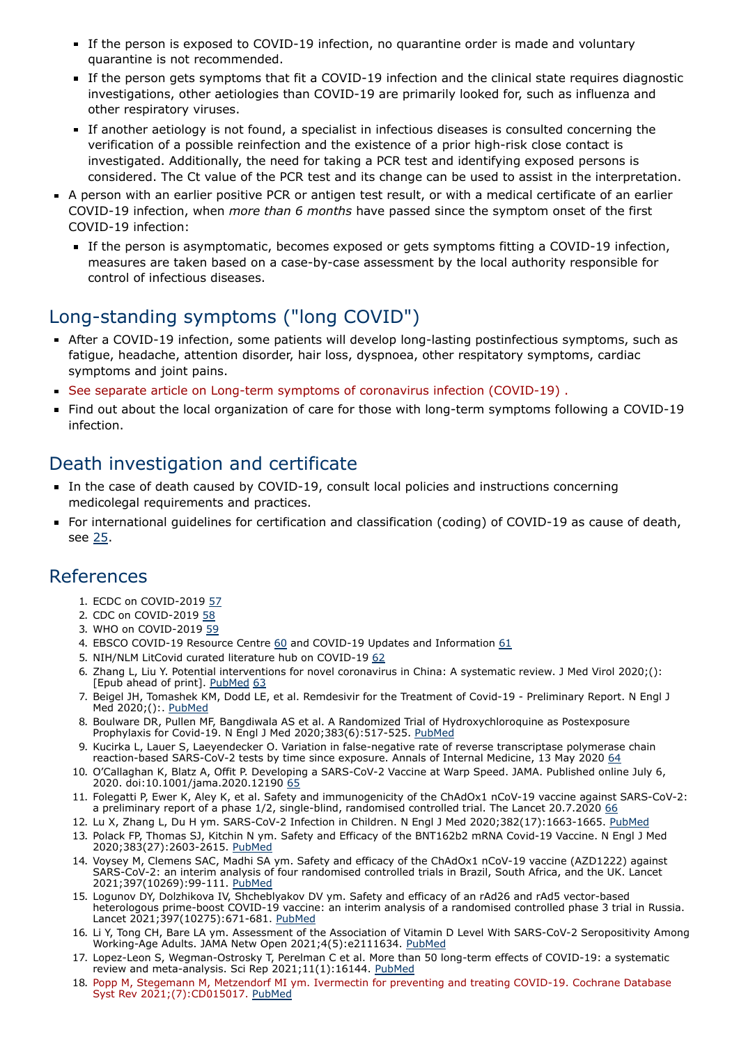- If the person is exposed to COVID-19 infection, no quarantine order is made and voluntary quarantine is not recommended.
- If the person gets symptoms that fit a COVID-19 infection and the clinical state requires diagnostic investigations, other aetiologies than COVID-19 are primarily looked for, such as influenza and other respiratory viruses.
- If another aetiology is not found, a specialist in infectious diseases is consulted concerning the verification of a possible reinfection and the existence of a prior high-risk close contact is investigated. Additionally, the need for taking a PCR test and identifying exposed persons is considered. The Ct value of the PCR test and its change can be used to assist in the interpretation.

- A person with an earlier positive PCR or antigen test result, or with a medical certificate of an earlier COVID-19 infection, when *more than 6 months* have passed since the symptom onset of the first COVID-19 infection:
  - If the person is asymptomatic, becomes exposed or gets symptoms fitting a COVID-19 infection, measures are taken based on a case-by-case assessment by the local authority responsible for control of infectious diseases.

## Long-standing symptoms ("long COVID")

- After a COVID-19 infection, some patients will develop long-lasting postinfectious symptoms, such as fatigue, headache, attention disorder, hair loss, dyspnoea, other respiratory symptoms, cardiac symptoms and joint pains.
- See separate article on Long-term symptoms of coronavirus infection (COVID-19) .
- Find out about the local organization of care for those with long-term symptoms following a COVID-19 infection.

## Death investigation and certificate

- In the case of death caused by COVID-19, consult local policies and instructions concerning medicolegal requirements and practices.
- For international guidelines for certification and classification (coding) of COVID-19 as cause of death, see 25.

## References

1. ECDC on COVID-2019 57
2. CDC on COVID-2019 58
3. WHO on COVID-2019 59
4. EBSCO COVID-19 Resource Centre 60 and COVID-19 Updates and Information 61
5. NIH/NLM LitCovid curated literature hub on COVID-19 62
6. Zhang L, Liu Y. Potential interventions for novel coronavirus in China: A systematic review. J Med Virol 2020;(): [Epub ahead of print]. PubMed 63
7. Beigel JH, Tomashek KM, Dodd LE, et al. Remdesivir for the Treatment of Covid-19 - Preliminary Report. N Engl J Med 2020;():. PubMed
8. Boulware DR, Pullen MF, Bangdiwala AS et al. A Randomized Trial of Hydroxychloroquine as Postexposure Prophylaxis for Covid-19. N Engl J Med 2020;383(6):517-525. PubMed
9. Kucirka L, Lauer S, Laeyendecker O. Variation in false-negative rate of reverse transcriptase polymerase chain reaction-based SARS-CoV-2 tests by time since exposure. Annals of Internal Medicine, 13 May 2020 64
10. O'Callaghan K, Blatz A, Offit P. Developing a SARS-CoV-2 Vaccine at Warp Speed. JAMA. Published online July 6, 2020. doi:10.1001/jama.2020.12190 65
11. Folegatti P, Ewer K, Aley K, et al. Safety and immunogenicity of the ChAdOx1 nCoV-19 vaccine against SARS-CoV-2: a preliminary report of a phase 1/2, single-blind, randomised controlled trial. The Lancet 20.7.2020 66
12. Lu X, Zhang L, Du H ym. SARS-CoV-2 Infection in Children. N Engl J Med 2020;382(17):1663-1665. PubMed
13. Polack FP, Thomas SJ, Kitchin N ym. Safety and Efficacy of the BNT162b2 mRNA Covid-19 Vaccine. N Engl J Med 2020;383(27):2603-2615. PubMed
14. Voysey M, Clemens SAC, Madhi SA ym. Safety and efficacy of the ChAdOx1 nCoV-19 vaccine (AZD1222) against SARS-CoV-2: an interim analysis of four randomised controlled trials in Brazil, South Africa, and the UK. Lancet 2021;397(10269):99-111. PubMed
15. Logunov DY, Dolzhikova IV, Shcheblyakov DV ym. Safety and efficacy of an rAd26 and rAd5 vector-based heterologous prime-boost COVID-19 vaccine: an interim analysis of a randomised controlled phase 3 trial in Russia. Lancet 2021;397(10275):671-681. PubMed
16. Li Y, Tong CH, Bare LA ym. Assessment of the Association of Vitamin D Level With SARS-CoV-2 Seropositivity Among Working-Age Adults. JAMA Netw Open 2021;4(5):e2111634. PubMed
17. Lopez-Leon S, Wegman-Ostrosky T, Perelman C et al. More than 50 long-term effects of COVID-19: a systematic review and meta-analysis. Sci Rep 2021;11(1):16144. PubMed
18. Popp M, Stegemann M, Metzendorf MI ym. Ivermectin for preventing and treating COVID-19. Cochrane Database Syst Rev 2021;(7):CD015017. PubMed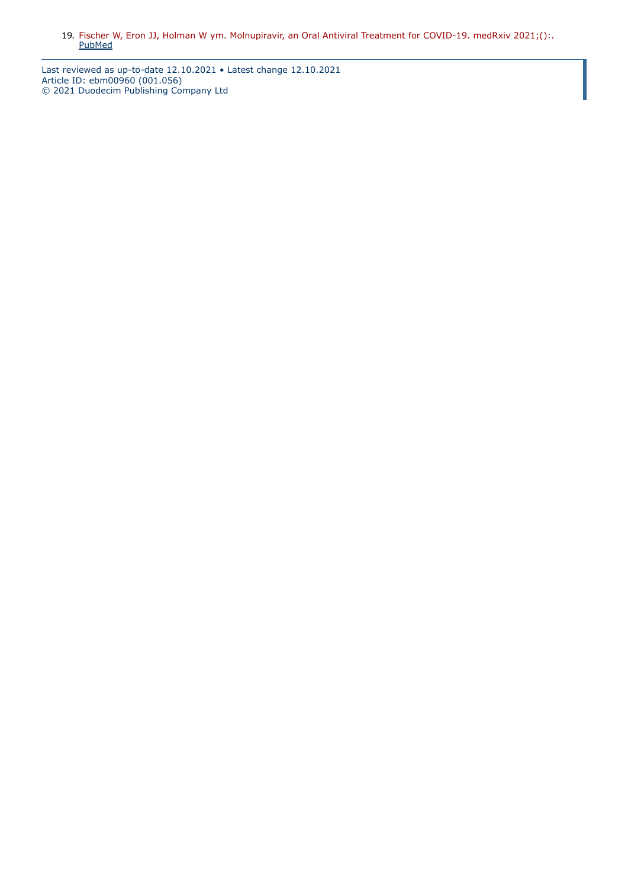19. Fischer W, Eron JJ, Holman W ym. Molnupiravir, an Oral Antiviral Treatment for COVID-19. medRxiv 2021;():. PubMed

Last reviewed as up-to-date 12.10.2021 • Latest change 12.10.2021
Article ID: ebm00960 (001.056)
© 2021 Duodecim Publishing Company Ltd